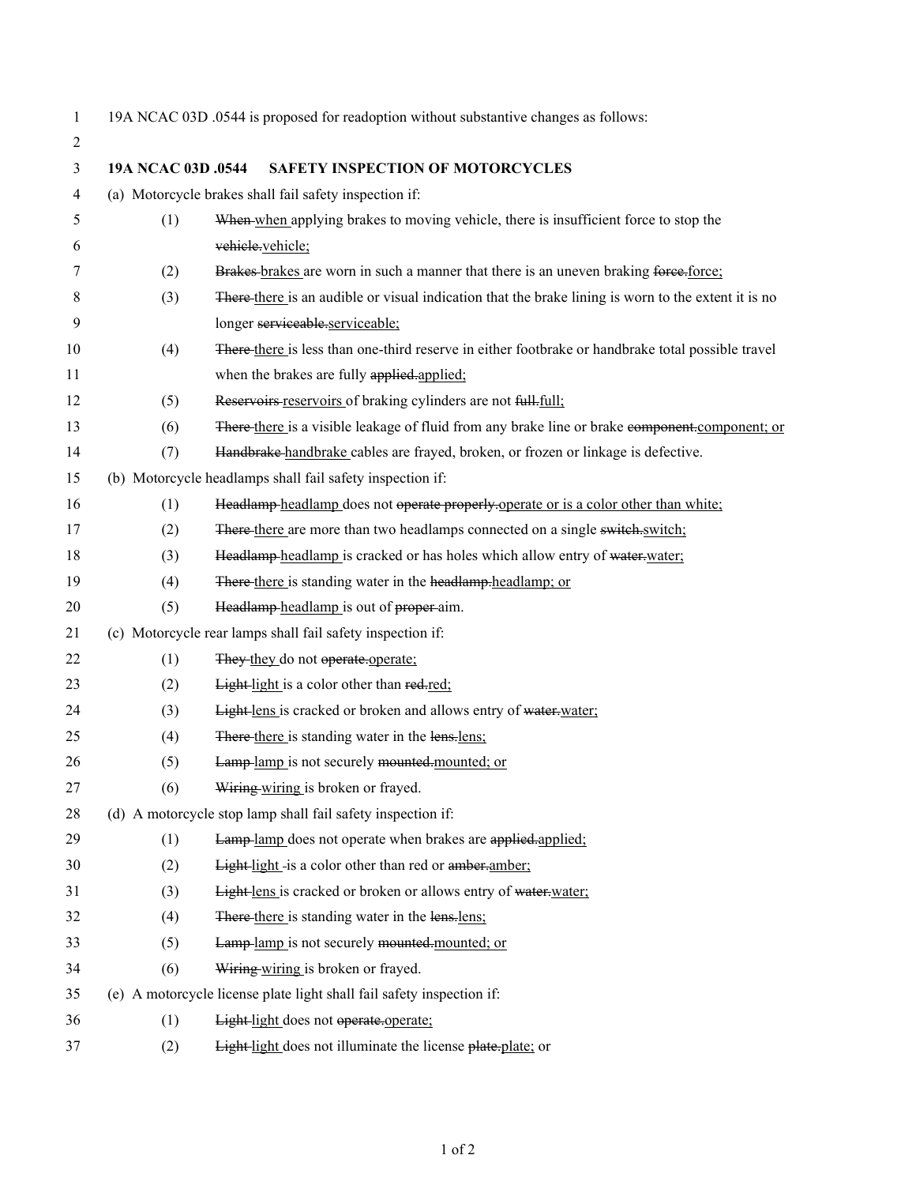19A NCAC 03D .0544 is proposed for readoption without substantive changes as follows:

**19A NCAC 03D .0544 SAFETY INSPECTION OF MOTORCYCLES**

(a) Motorcycle brakes shall fail safety inspection if:

(1) ~~When~~ <u>when</u> applying brakes to moving vehicle, there is insufficient force to stop the ~~vehicle.~~<u>vehicle;</u>

(2) ~~Brakes~~ <u>brakes</u> are worn in such a manner that there is an uneven braking ~~force.~~<u>force;</u>

(3) ~~There~~ <u>there</u> is an audible or visual indication that the brake lining is worn to the extent it is no longer ~~serviceable.~~<u>serviceable;</u>

(4) ~~There~~ <u>there</u> is less than one-third reserve in either footbrake or handbrake total possible travel when the brakes are fully ~~applied.~~<u>applied;</u>

(5) ~~Reservoirs~~ <u>reservoirs</u> of braking cylinders are not ~~full.~~<u>full;</u>

(6) ~~There~~ <u>there</u> is a visible leakage of fluid from any brake line or brake ~~component.~~<u>component; or</u>

(7) ~~Handbrake~~ <u>handbrake</u> cables are frayed, broken, or frozen or linkage is defective.

(b) Motorcycle headlamps shall fail safety inspection if:

(1) ~~Headlamp~~ <u>headlamp</u> does not ~~operate properly.~~<u>operate or is a color other than white;</u>

(2) ~~There~~ <u>there</u> are more than two headlamps connected on a single ~~switch.~~<u>switch;</u>

(3) ~~Headlamp~~ <u>headlamp</u> is cracked or has holes which allow entry of ~~water.~~<u>water;</u>

(4) ~~There~~ <u>there</u> is standing water in the ~~headlamp.~~<u>headlamp; or</u>

(5) ~~Headlamp~~ <u>headlamp</u> is out of ~~proper~~ aim.

(c) Motorcycle rear lamps shall fail safety inspection if:

(1) ~~They~~ <u>they</u> do not ~~operate.~~<u>operate;</u>

(2) ~~Light~~ <u>light</u> is a color other than ~~red.~~<u>red;</u>

(3) ~~Light~~ <u>lens</u> is cracked or broken and allows entry of ~~water.~~<u>water;</u>

(4) ~~There~~ <u>there</u> is standing water in the ~~lens.~~<u>lens;</u>

(5) ~~Lamp~~ <u>lamp</u> is not securely ~~mounted.~~<u>mounted; or</u>

(6) ~~Wiring~~ <u>wiring</u> is broken or frayed.

(d) A motorcycle stop lamp shall fail safety inspection if:

(1) ~~Lamp~~ <u>lamp</u> does not operate when brakes are ~~applied.~~<u>applied;</u>

(2) ~~Light~~ <u>light</u> is a color other than red or ~~amber.~~<u>amber;</u>

(3) ~~Light~~ <u>lens</u> is cracked or broken or allows entry of ~~water.~~<u>water;</u>

(4) ~~There~~ <u>there</u> is standing water in the ~~lens.~~<u>lens;</u>

(5) ~~Lamp~~ <u>lamp</u> is not securely ~~mounted.~~<u>mounted; or</u>

(6) ~~Wiring~~ <u>wiring</u> is broken or frayed.

(e) A motorcycle license plate light shall fail safety inspection if:

(1) ~~Light~~ <u>light</u> does not ~~operate.~~<u>operate;</u>

(2) ~~Light~~ <u>light</u> does not illuminate the license ~~plate.~~<u>plate;</u> or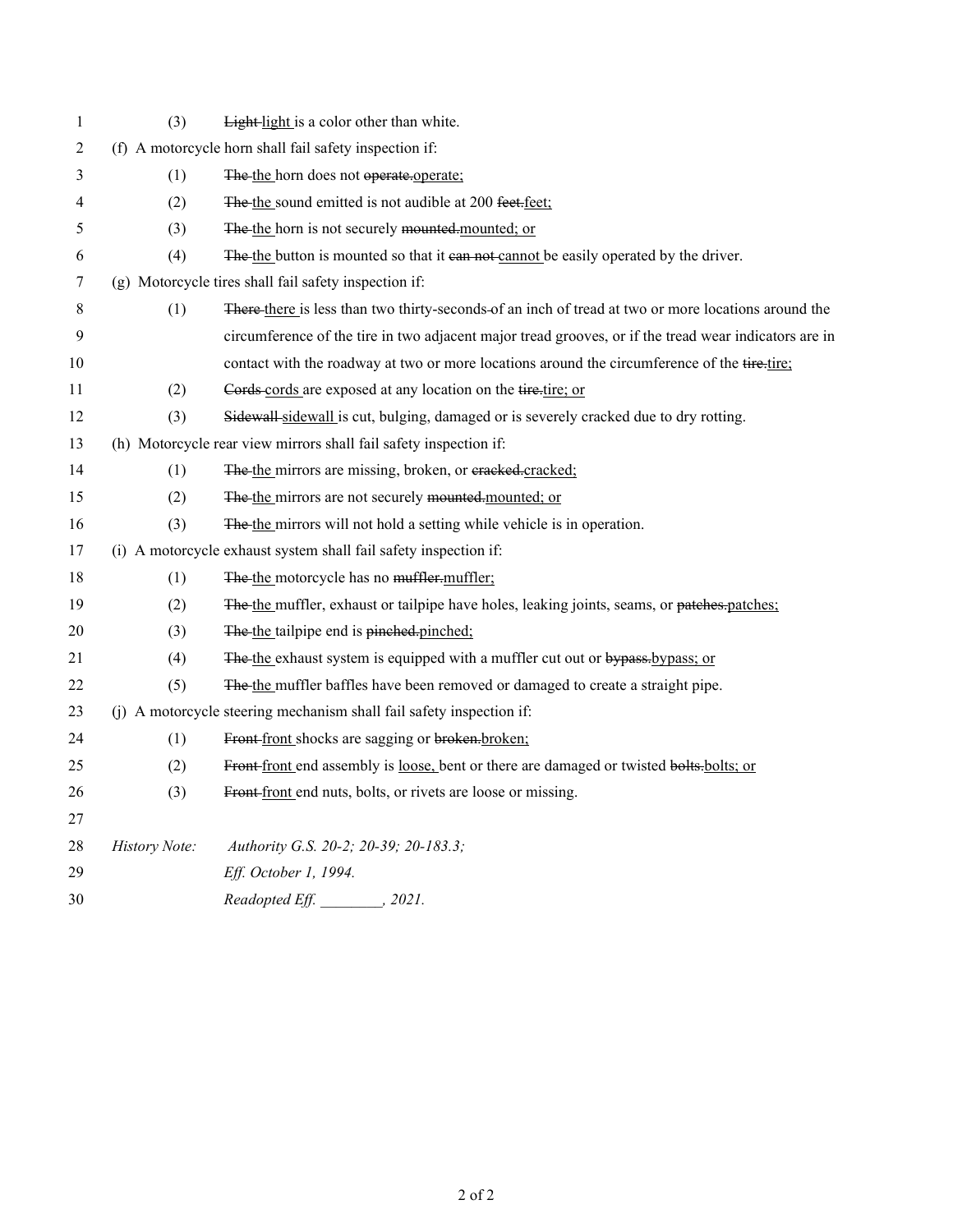(3) ~~Light~~ light is a color other than white.

(f) A motorcycle horn shall fail safety inspection if:

(1) ~~The~~ the horn does not ~~operate.~~ operate;

(2) ~~The~~ the sound emitted is not audible at 200 ~~feet.~~ feet;

(3) ~~The~~ the horn is not securely ~~mounted.~~ mounted; or

(4) ~~The~~ the button is mounted so that it ~~can not~~ cannot be easily operated by the driver.

(g) Motorcycle tires shall fail safety inspection if:

(1) ~~There~~ there is less than two thirty-seconds ~~-~~of an inch of tread at two or more locations around the circumference of the tire in two adjacent major tread grooves, or if the tread wear indicators are in contact with the roadway at two or more locations around the circumference of the ~~tire.~~ tire;

(2) ~~Cords~~ cords are exposed at any location on the ~~tire.~~ tire; or

(3) ~~Sidewall~~ sidewall is cut, bulging, damaged or is severely cracked due to dry rotting.

(h) Motorcycle rear view mirrors shall fail safety inspection if:

(1) ~~The~~ the mirrors are missing, broken, or ~~cracked.~~ cracked;

(2) ~~The~~ the mirrors are not securely ~~mounted.~~ mounted; or

(3) ~~The~~ the mirrors will not hold a setting while vehicle is in operation.

(i) A motorcycle exhaust system shall fail safety inspection if:

(1) ~~The~~ the motorcycle has no ~~muffler.~~ muffler;

(2) ~~The~~ the muffler, exhaust or tailpipe have holes, leaking joints, seams, or ~~patches.~~ patches;

(3) ~~The~~ the tailpipe end is ~~pinched.~~ pinched;

(4) ~~The~~ the exhaust system is equipped with a muffler cut out or ~~bypass.~~ bypass; or

(5) ~~The~~ the muffler baffles have been removed or damaged to create a straight pipe.

(j) A motorcycle steering mechanism shall fail safety inspection if:

(1) ~~Front~~ front shocks are sagging or ~~broken.~~ broken;

(2) ~~Front~~ front end assembly is loose, bent or there are damaged or twisted ~~bolts.~~ bolts; or

(3) ~~Front~~ front end nuts, bolts, or rivets are loose or missing.

*History Note: Authority G.S. 20-2; 20-39; 20-183.3;*
*Eff. October 1, 1994.*
*Readopted Eff. ________, 2021.*